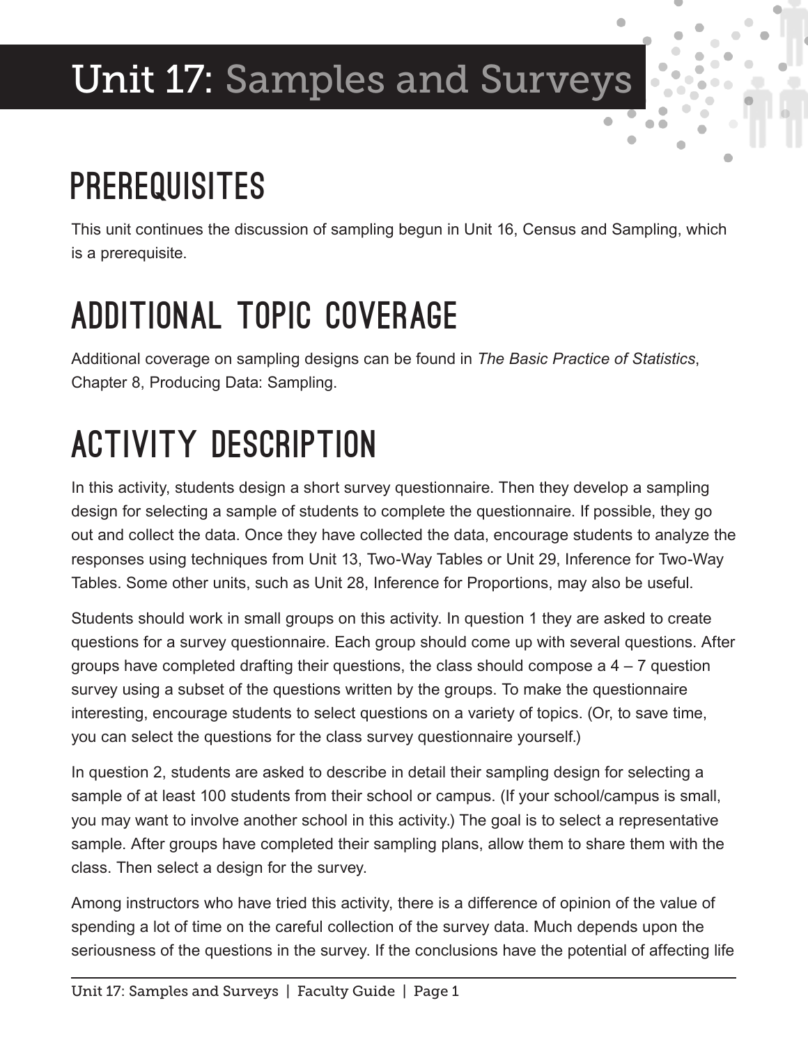# Unit 17: Samples and Surveys

## Prerequisites

This unit continues the discussion of sampling begun in Unit 16, Census and Sampling, which is a prerequisite.

## Additional Topic Coverage

Additional coverage on sampling designs can be found in *The Basic Practice of Statistics*, Chapter 8, Producing Data: Sampling.

## Activity Description

In this activity, students design a short survey questionnaire. Then they develop a sampling design for selecting a sample of students to complete the questionnaire. If possible, they go out and collect the data. Once they have collected the data, encourage students to analyze the responses using techniques from Unit 13, Two-Way Tables or Unit 29, Inference for Two-Way Tables. Some other units, such as Unit 28, Inference for Proportions, may also be useful.

Students should work in small groups on this activity. In question 1 they are asked to create questions for a survey questionnaire. Each group should come up with several questions. After groups have completed drafting their questions, the class should compose a 4 – 7 question survey using a subset of the questions written by the groups. To make the questionnaire interesting, encourage students to select questions on a variety of topics. (Or, to save time, you can select the questions for the class survey questionnaire yourself.)

In question 2, students are asked to describe in detail their sampling design for selecting a sample of at least 100 students from their school or campus. (If your school/campus is small, you may want to involve another school in this activity.) The goal is to select a representative sample. After groups have completed their sampling plans, allow them to share them with the class. Then select a design for the survey.

Among instructors who have tried this activity, there is a difference of opinion of the value of spending a lot of time on the careful collection of the survey data. Much depends upon the seriousness of the questions in the survey. If the conclusions have the potential of affecting life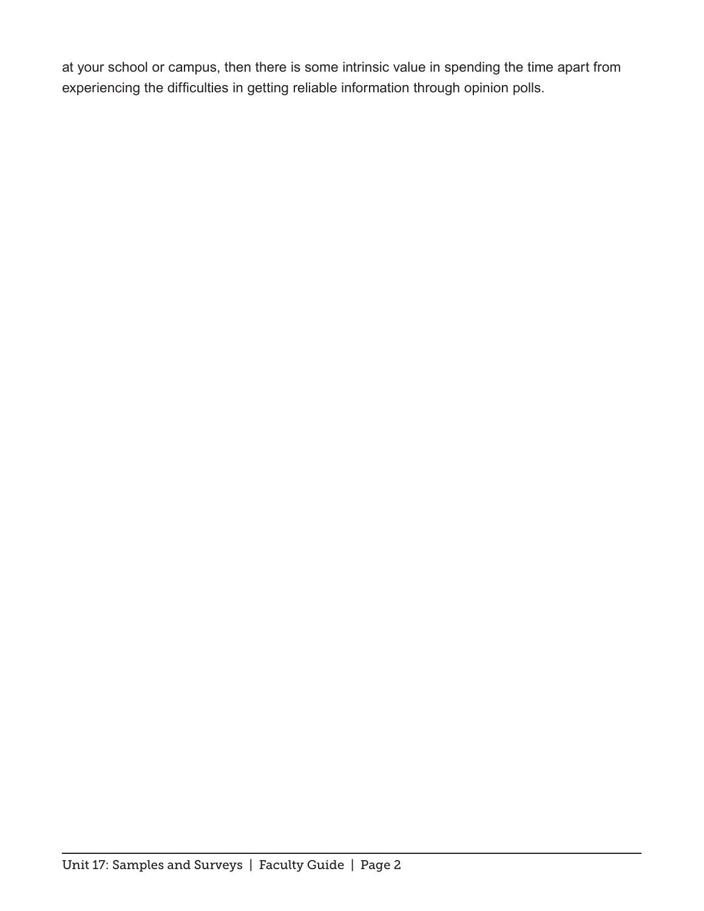at your school or campus, then there is some intrinsic value in spending the time apart from experiencing the difficulties in getting reliable information through opinion polls.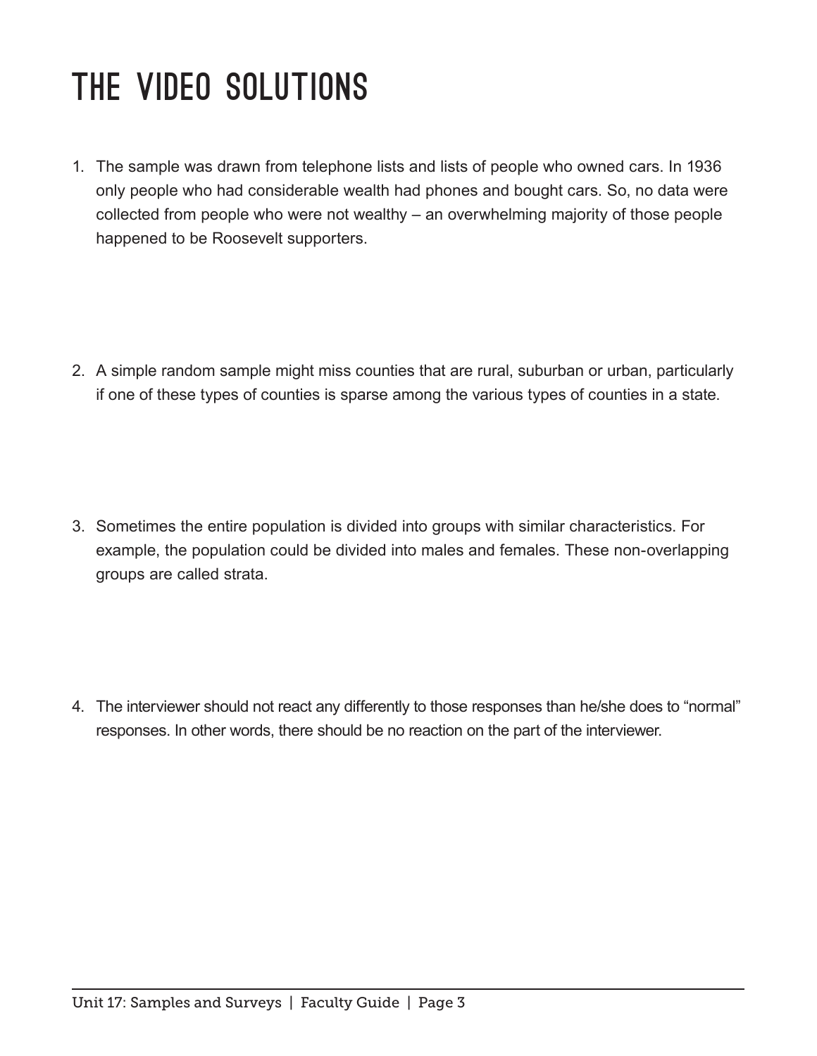# THE VIDEO SOLUTIONS

1. The sample was drawn from telephone lists and lists of people who owned cars. In 1936 only people who had considerable wealth had phones and bought cars. So, no data were collected from people who were not wealthy – an overwhelming majority of those people happened to be Roosevelt supporters.

2. A simple random sample might miss counties that are rural, suburban or urban, particularly if one of these types of counties is sparse among the various types of counties in a state.

3. Sometimes the entire population is divided into groups with similar characteristics. For example, the population could be divided into males and females. These non-overlapping groups are called strata.

4. The interviewer should not react any differently to those responses than he/she does to "normal" responses. In other words, there should be no reaction on the part of the interviewer.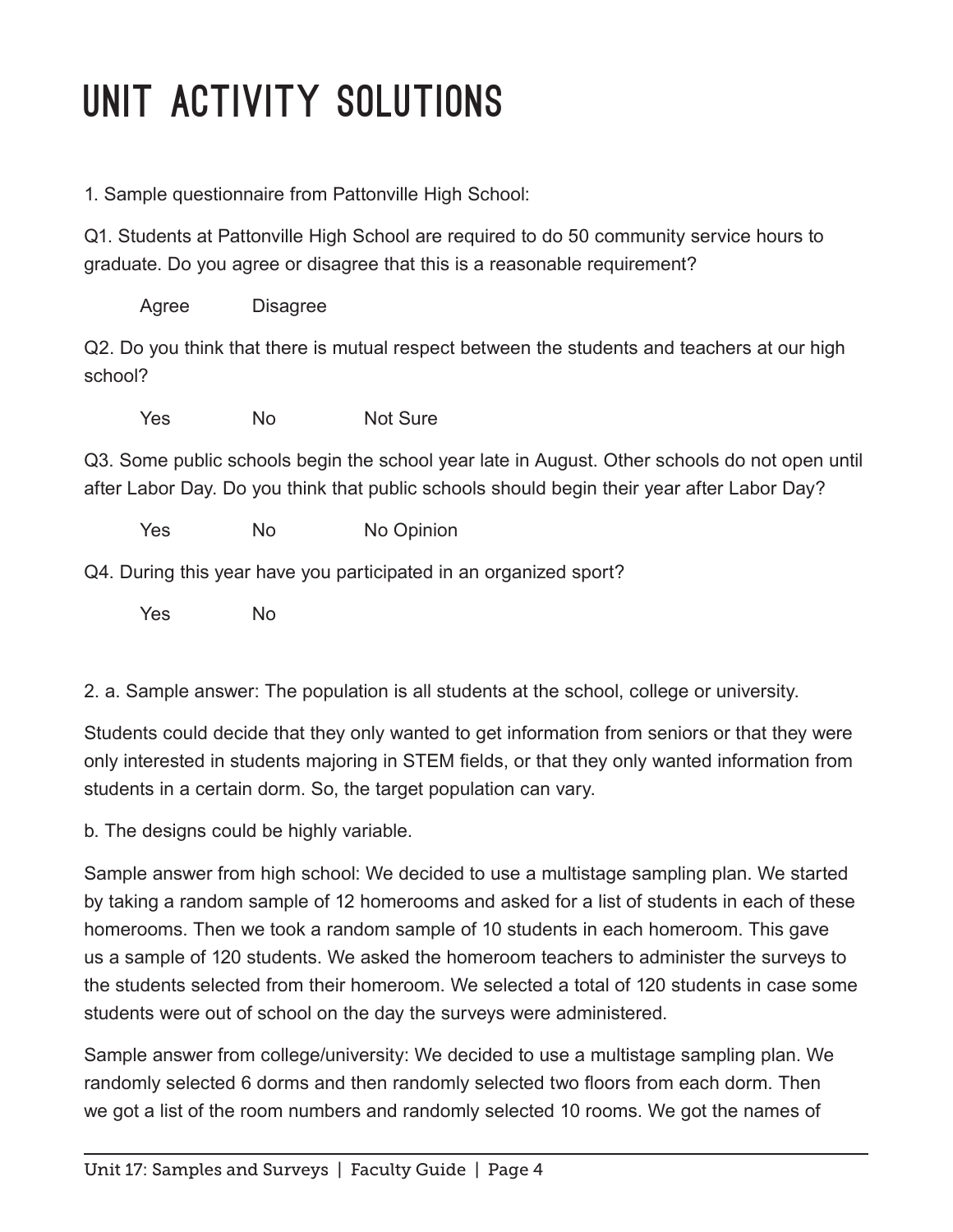# UNIT ACTIVITY SOLUTIONS

1. Sample questionnaire from Pattonville High School:

Q1. Students at Pattonville High School are required to do 50 community service hours to graduate. Do you agree or disagree that this is a reasonable requirement?

Agree　　Disagree

Q2. Do you think that there is mutual respect between the students and teachers at our high school?

Yes　　No　　Not Sure

Q3. Some public schools begin the school year late in August. Other schools do not open until after Labor Day. Do you think that public schools should begin their year after Labor Day?

Yes　　No　　No Opinion

Q4. During this year have you participated in an organized sport?

Yes　　No

2. a. Sample answer: The population is all students at the school, college or university.

Students could decide that they only wanted to get information from seniors or that they were only interested in students majoring in STEM fields, or that they only wanted information from students in a certain dorm. So, the target population can vary.

b. The designs could be highly variable.

Sample answer from high school: We decided to use a multistage sampling plan. We started by taking a random sample of 12 homerooms and asked for a list of students in each of these homerooms. Then we took a random sample of 10 students in each homeroom. This gave us a sample of 120 students. We asked the homeroom teachers to administer the surveys to the students selected from their homeroom. We selected a total of 120 students in case some students were out of school on the day the surveys were administered.

Sample answer from college/university: We decided to use a multistage sampling plan. We randomly selected 6 dorms and then randomly selected two floors from each dorm. Then we got a list of the room numbers and randomly selected 10 rooms. We got the names of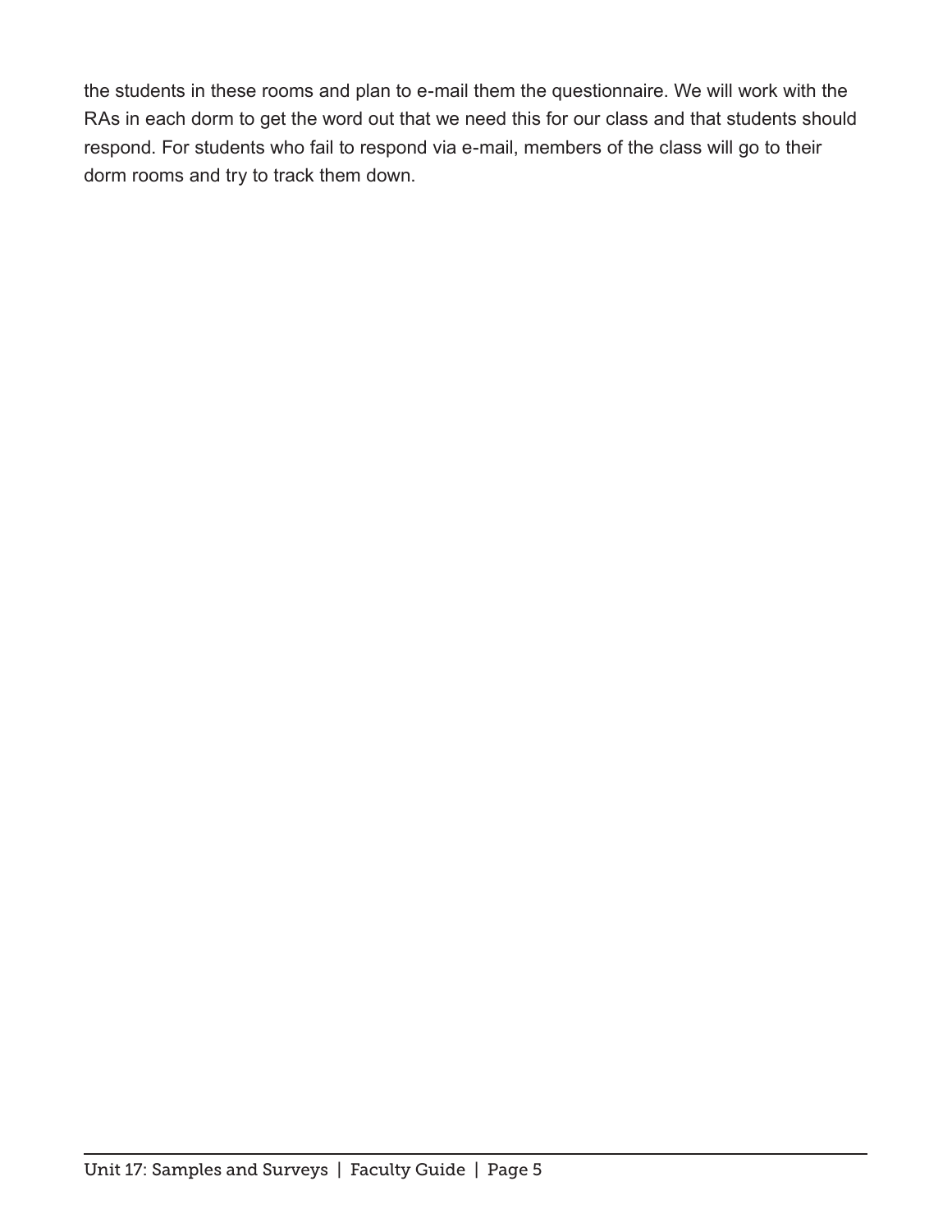the students in these rooms and plan to e-mail them the questionnaire. We will work with the RAs in each dorm to get the word out that we need this for our class and that students should respond. For students who fail to respond via e-mail, members of the class will go to their dorm rooms and try to track them down.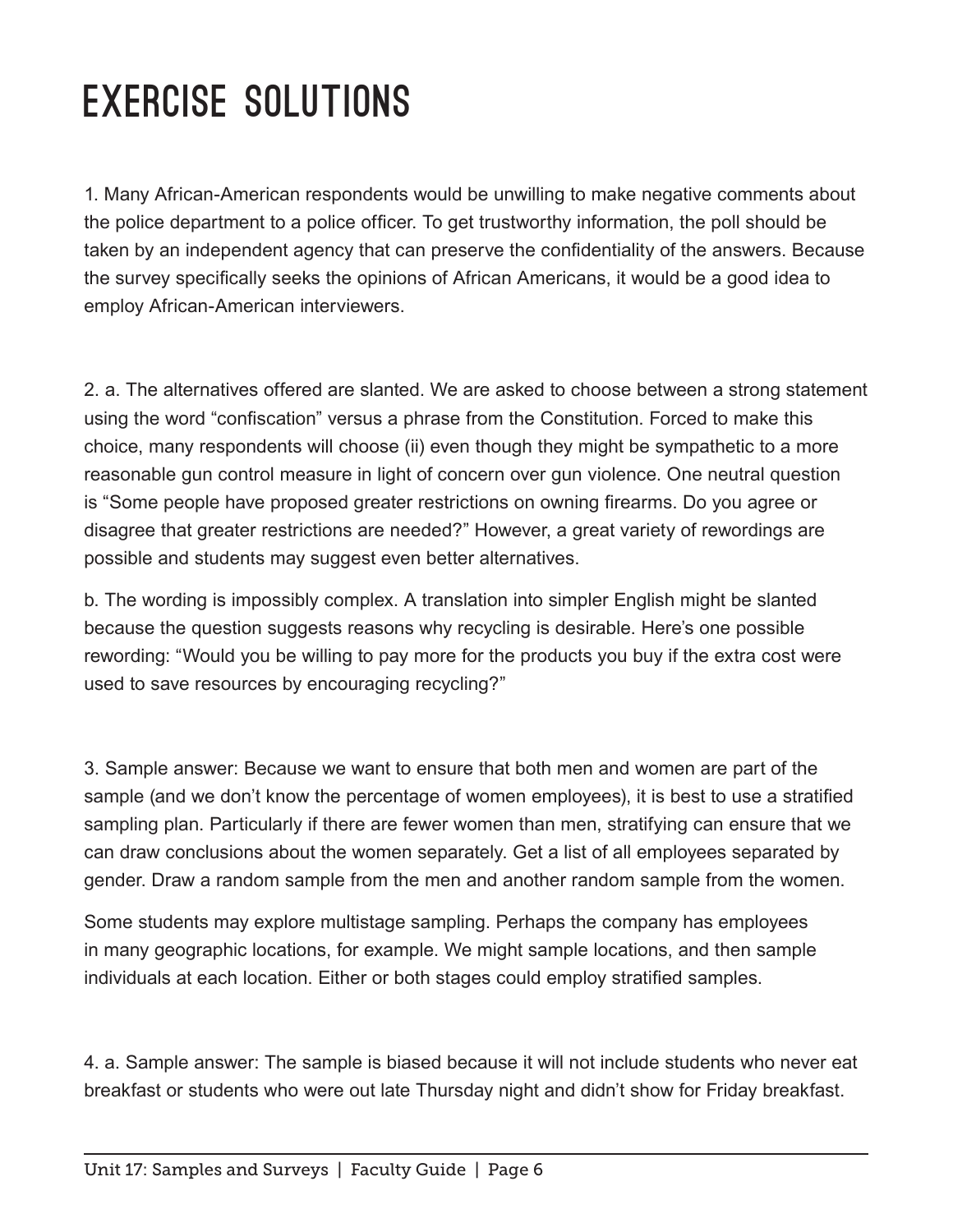# EXERCISE SOLUTIONS

1. Many African-American respondents would be unwilling to make negative comments about the police department to a police officer. To get trustworthy information, the poll should be taken by an independent agency that can preserve the confidentiality of the answers. Because the survey specifically seeks the opinions of African Americans, it would be a good idea to employ African-American interviewers.

2. a. The alternatives offered are slanted. We are asked to choose between a strong statement using the word "confiscation" versus a phrase from the Constitution. Forced to make this choice, many respondents will choose (ii) even though they might be sympathetic to a more reasonable gun control measure in light of concern over gun violence. One neutral question is "Some people have proposed greater restrictions on owning firearms. Do you agree or disagree that greater restrictions are needed?" However, a great variety of rewordings are possible and students may suggest even better alternatives.

b. The wording is impossibly complex. A translation into simpler English might be slanted because the question suggests reasons why recycling is desirable. Here's one possible rewording: "Would you be willing to pay more for the products you buy if the extra cost were used to save resources by encouraging recycling?"

3. Sample answer: Because we want to ensure that both men and women are part of the sample (and we don't know the percentage of women employees), it is best to use a stratified sampling plan. Particularly if there are fewer women than men, stratifying can ensure that we can draw conclusions about the women separately. Get a list of all employees separated by gender. Draw a random sample from the men and another random sample from the women.

Some students may explore multistage sampling. Perhaps the company has employees in many geographic locations, for example. We might sample locations, and then sample individuals at each location. Either or both stages could employ stratified samples.

4. a. Sample answer: The sample is biased because it will not include students who never eat breakfast or students who were out late Thursday night and didn't show for Friday breakfast.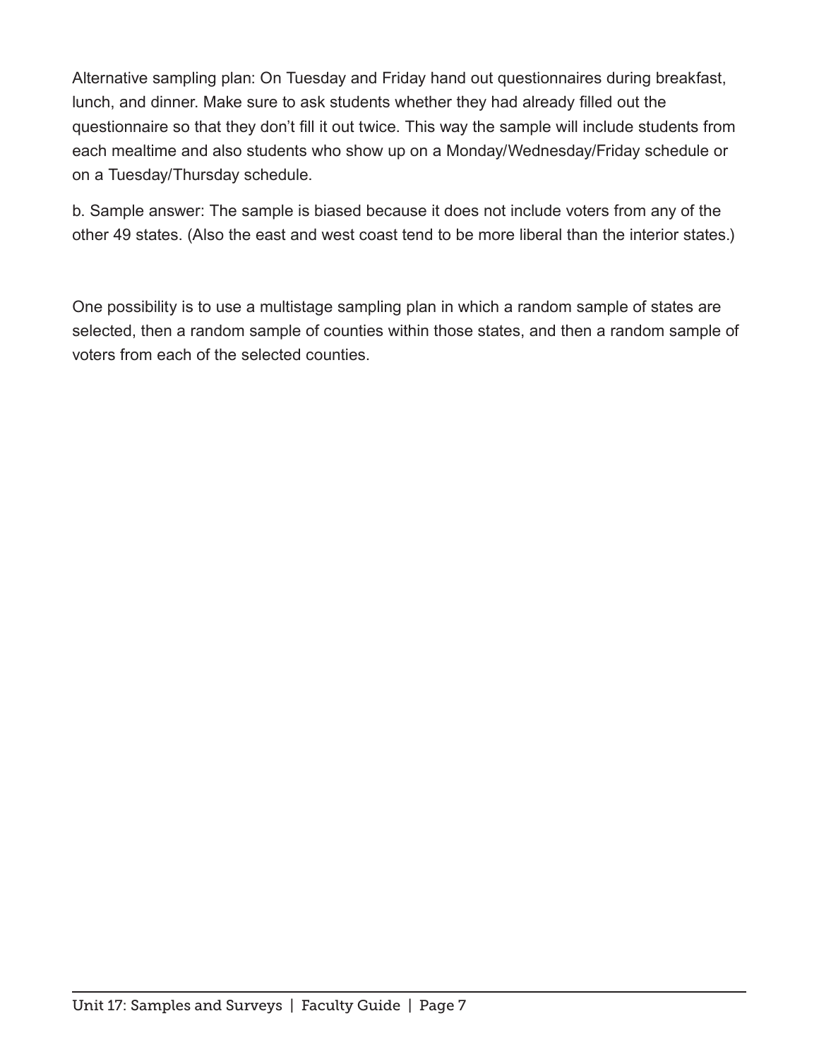Alternative sampling plan: On Tuesday and Friday hand out questionnaires during breakfast, lunch, and dinner. Make sure to ask students whether they had already filled out the questionnaire so that they don't fill it out twice. This way the sample will include students from each mealtime and also students who show up on a Monday/Wednesday/Friday schedule or on a Tuesday/Thursday schedule.

b. Sample answer: The sample is biased because it does not include voters from any of the other 49 states. (Also the east and west coast tend to be more liberal than the interior states.)

One possibility is to use a multistage sampling plan in which a random sample of states are selected, then a random sample of counties within those states, and then a random sample of voters from each of the selected counties.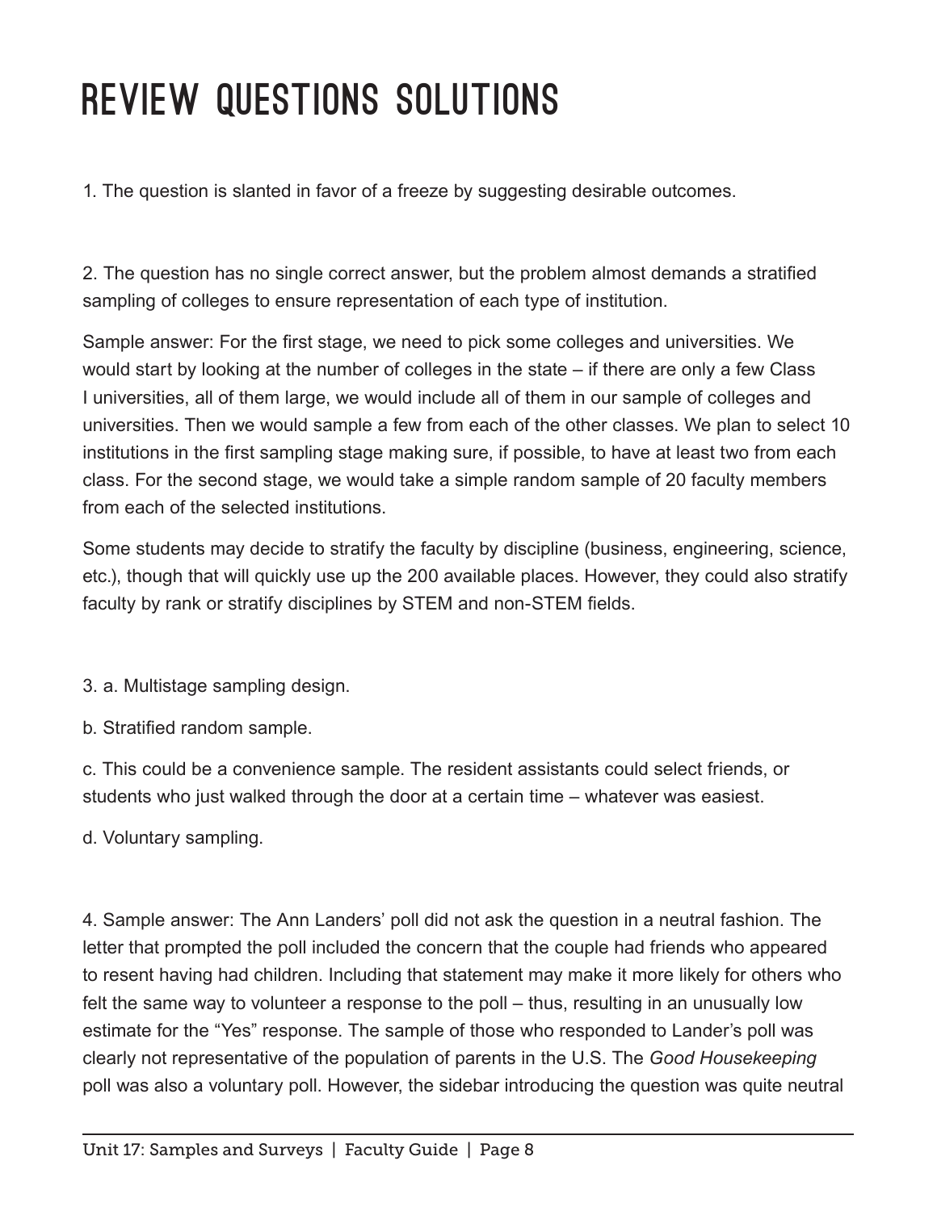# Review Questions Solutions

1. The question is slanted in favor of a freeze by suggesting desirable outcomes.

2. The question has no single correct answer, but the problem almost demands a stratified sampling of colleges to ensure representation of each type of institution.

Sample answer: For the first stage, we need to pick some colleges and universities. We would start by looking at the number of colleges in the state – if there are only a few Class I universities, all of them large, we would include all of them in our sample of colleges and universities. Then we would sample a few from each of the other classes. We plan to select 10 institutions in the first sampling stage making sure, if possible, to have at least two from each class. For the second stage, we would take a simple random sample of 20 faculty members from each of the selected institutions.

Some students may decide to stratify the faculty by discipline (business, engineering, science, etc.), though that will quickly use up the 200 available places. However, they could also stratify faculty by rank or stratify disciplines by STEM and non-STEM fields.

3. a. Multistage sampling design.

b. Stratified random sample.

c. This could be a convenience sample. The resident assistants could select friends, or students who just walked through the door at a certain time – whatever was easiest.

d. Voluntary sampling.

4. Sample answer: The Ann Landers' poll did not ask the question in a neutral fashion. The letter that prompted the poll included the concern that the couple had friends who appeared to resent having had children. Including that statement may make it more likely for others who felt the same way to volunteer a response to the poll – thus, resulting in an unusually low estimate for the "Yes" response. The sample of those who responded to Lander's poll was clearly not representative of the population of parents in the U.S. The *Good Housekeeping* poll was also a voluntary poll. However, the sidebar introducing the question was quite neutral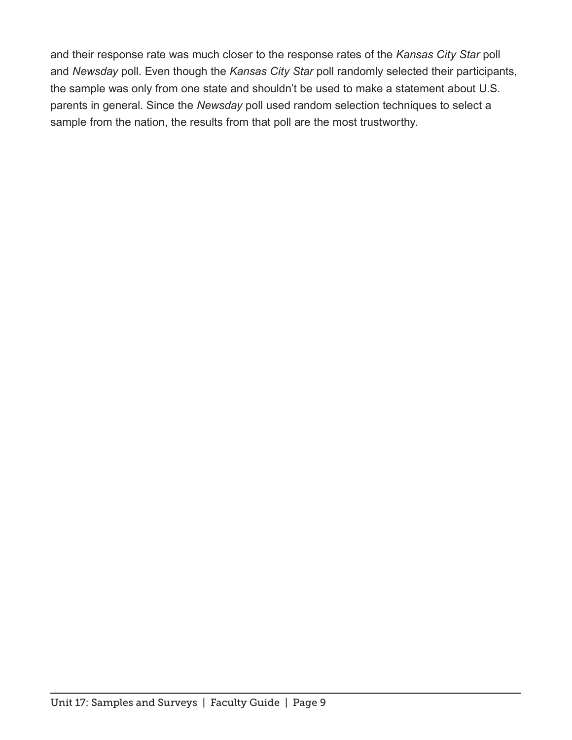and their response rate was much closer to the response rates of the *Kansas City Star* poll and *Newsday* poll. Even though the *Kansas City Star* poll randomly selected their participants, the sample was only from one state and shouldn't be used to make a statement about U.S. parents in general. Since the *Newsday* poll used random selection techniques to select a sample from the nation, the results from that poll are the most trustworthy.